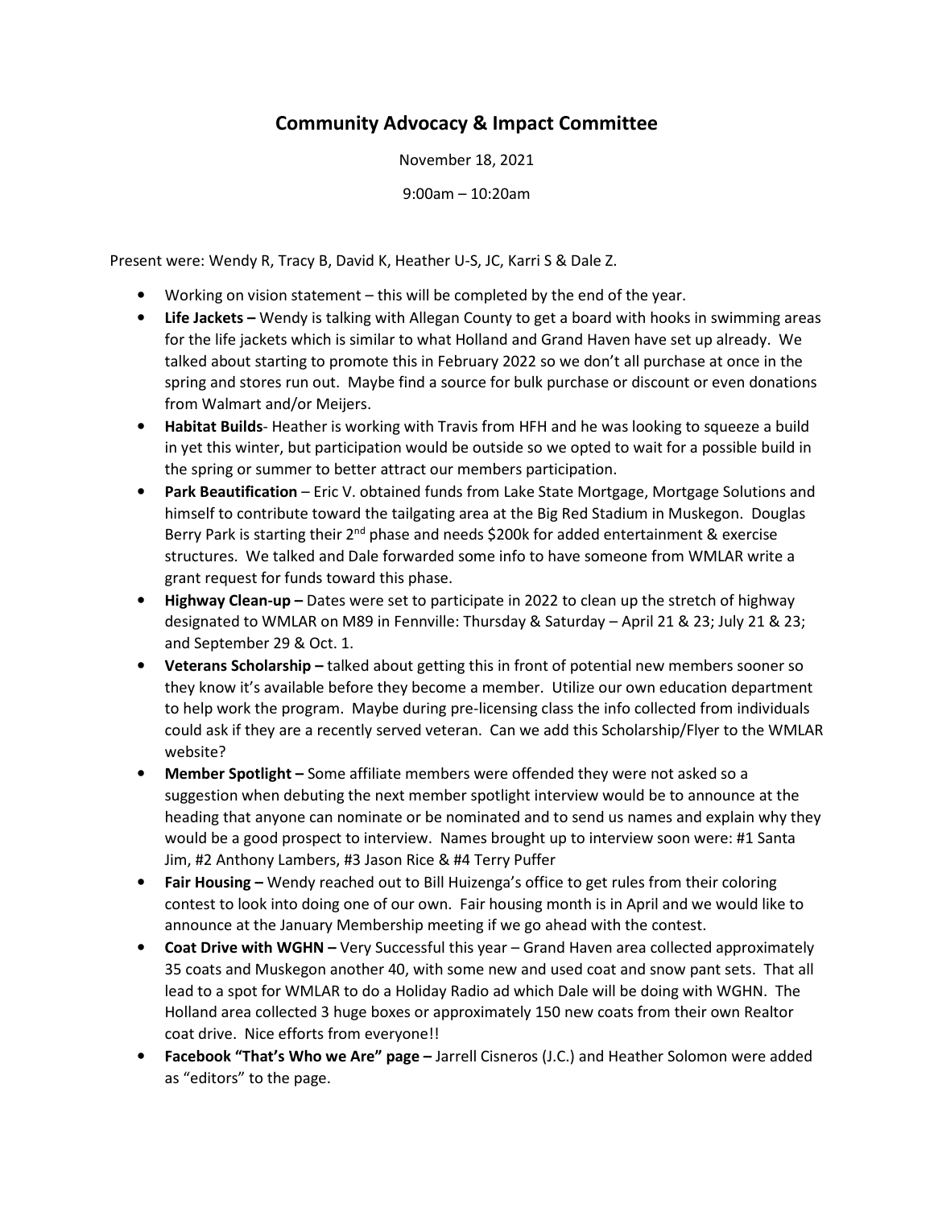# Community Advocacy & Impact Committee

November 18, 2021

9:00am – 10:20am

Present were: Wendy R, Tracy B, David K, Heather U-S, JC, Karri S & Dale Z.

- Working on vision statement – this will be completed by the end of the year.
- **Life Jackets –** Wendy is talking with Allegan County to get a board with hooks in swimming areas for the life jackets which is similar to what Holland and Grand Haven have set up already. We talked about starting to promote this in February 2022 so we don't all purchase at once in the spring and stores run out. Maybe find a source for bulk purchase or discount or even donations from Walmart and/or Meijers.
- **Habitat Builds**- Heather is working with Travis from HFH and he was looking to squeeze a build in yet this winter, but participation would be outside so we opted to wait for a possible build in the spring or summer to better attract our members participation.
- **Park Beautification** – Eric V. obtained funds from Lake State Mortgage, Mortgage Solutions and himself to contribute toward the tailgating area at the Big Red Stadium in Muskegon. Douglas Berry Park is starting their 2nd phase and needs $200k for added entertainment & exercise structures. We talked and Dale forwarded some info to have someone from WMLAR write a grant request for funds toward this phase.
- **Highway Clean-up –** Dates were set to participate in 2022 to clean up the stretch of highway designated to WMLAR on M89 in Fennville: Thursday & Saturday – April 21 & 23; July 21 & 23; and September 29 & Oct. 1.
- **Veterans Scholarship –** talked about getting this in front of potential new members sooner so they know it's available before they become a member. Utilize our own education department to help work the program. Maybe during pre-licensing class the info collected from individuals could ask if they are a recently served veteran. Can we add this Scholarship/Flyer to the WMLAR website?
- **Member Spotlight –** Some affiliate members were offended they were not asked so a suggestion when debuting the next member spotlight interview would be to announce at the heading that anyone can nominate or be nominated and to send us names and explain why they would be a good prospect to interview. Names brought up to interview soon were: #1 Santa Jim, #2 Anthony Lambers, #3 Jason Rice & #4 Terry Puffer
- **Fair Housing –** Wendy reached out to Bill Huizenga's office to get rules from their coloring contest to look into doing one of our own. Fair housing month is in April and we would like to announce at the January Membership meeting if we go ahead with the contest.
- **Coat Drive with WGHN –** Very Successful this year – Grand Haven area collected approximately 35 coats and Muskegon another 40, with some new and used coat and snow pant sets. That all lead to a spot for WMLAR to do a Holiday Radio ad which Dale will be doing with WGHN. The Holland area collected 3 huge boxes or approximately 150 new coats from their own Realtor coat drive. Nice efforts from everyone!!
- **Facebook "That's Who we Are" page –** Jarrell Cisneros (J.C.) and Heather Solomon were added as "editors" to the page.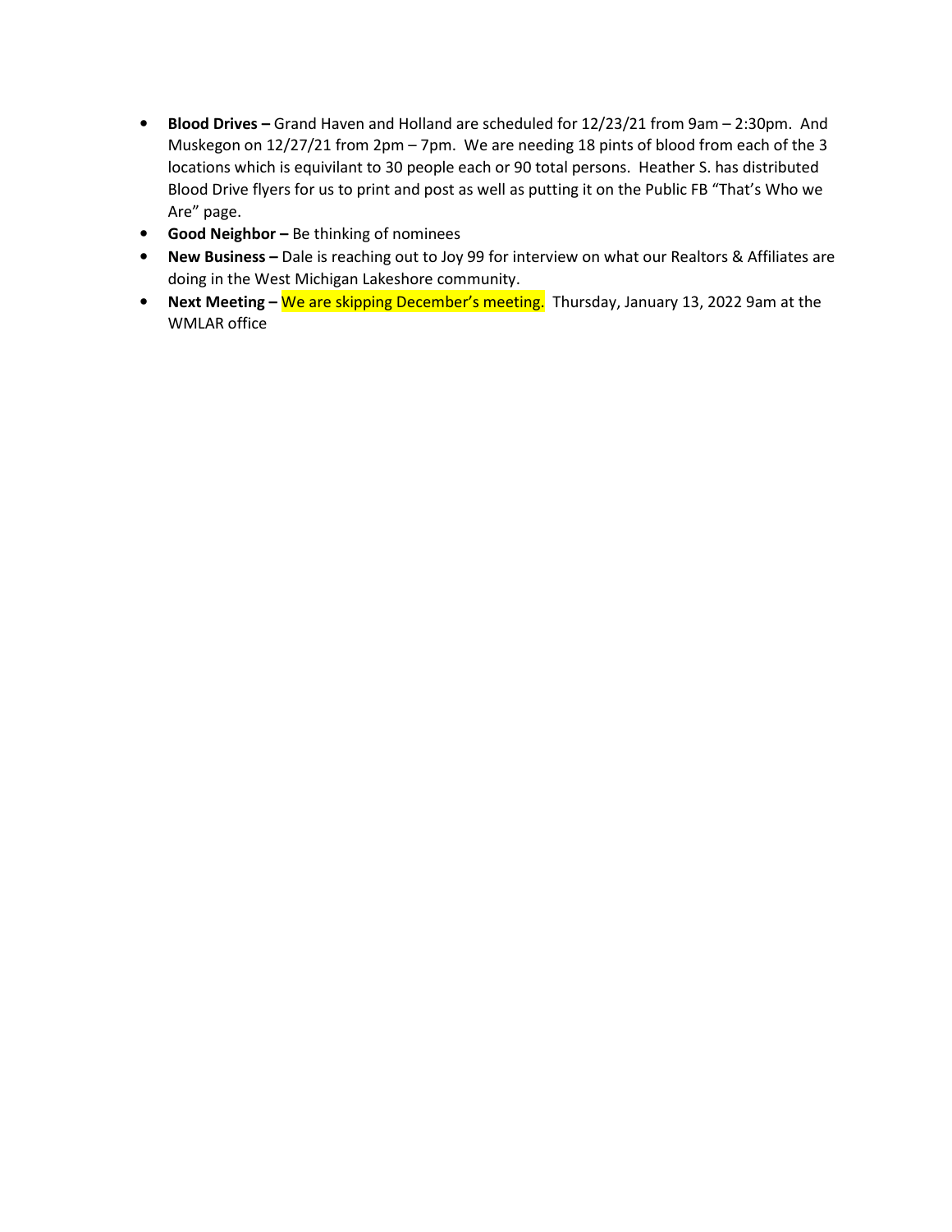- **Blood Drives –** Grand Haven and Holland are scheduled for 12/23/21 from 9am – 2:30pm. And Muskegon on 12/27/21 from 2pm – 7pm. We are needing 18 pints of blood from each of the 3 locations which is equivilant to 30 people each or 90 total persons. Heather S. has distributed Blood Drive flyers for us to print and post as well as putting it on the Public FB "That's Who we Are" page.
- **Good Neighbor –** Be thinking of nominees
- **New Business –** Dale is reaching out to Joy 99 for interview on what our Realtors & Affiliates are doing in the West Michigan Lakeshore community.
- **Next Meeting –** We are skipping December's meeting. Thursday, January 13, 2022 9am at the WMLAR office